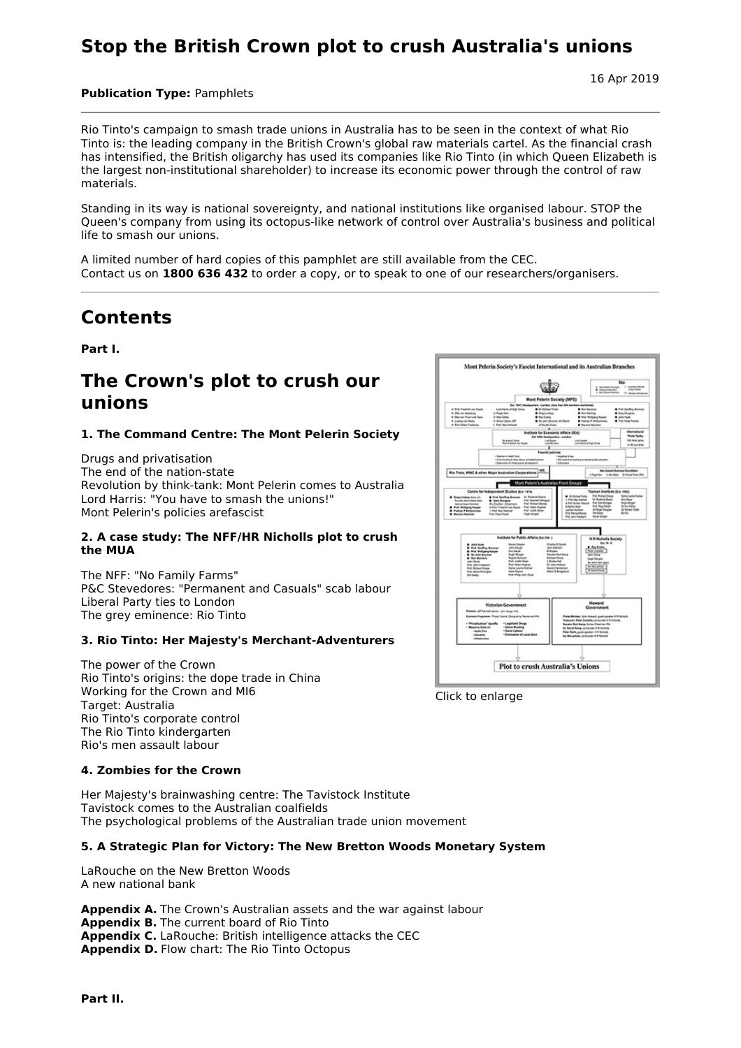# Stop the British Crown plot to crush Australia's unions

16 Apr 2019

**Publication Type:** Pamphlets

---

Rio Tinto's campaign to smash trade unions in Australia has to be seen in the context of what Rio Tinto is: the leading company in the British Crown's global raw materials cartel. As the financial crash has intensified, the British oligarchy has used its companies like Rio Tinto (in which Queen Elizabeth is the largest non-institutional shareholder) to increase its economic power through the control of raw materials.

Standing in its way is national sovereignty, and national institutions like organised labour. STOP the Queen's company from using its octopus-like network of control over Australia's business and political life to smash our unions.

A limited number of hard copies of this pamphlet are still available from the CEC.
Contact us on **1800 636 432** to order a copy, or to speak to one of our researchers/organisers.

---

## Contents

**Part I.**

## The Crown's plot to crush our unions

#### 1. The Command Centre: The Mont Pelerin Society

Drugs and privatisation
The end of the nation-state
Revolution by think-tank: Mont Pelerin comes to Australia
Lord Harris: "You have to smash the unions!"
Mont Pelerin's policies arefascist

#### 2. A case study: The NFF/HR Nicholls plot to crush the MUA

The NFF: "No Family Farms"
P&C Stevedores: "Permanent and Casuals" scab labour
Liberal Party ties to London
The grey eminence: Rio Tinto

#### 3. Rio Tinto: Her Majesty's Merchant-Adventurers

The power of the Crown
Rio Tinto's origins: the dope trade in China
Working for the Crown and MI6
Target: Australia
Rio Tinto's corporate control
The Rio Tinto kindergarten
Rio's men assault labour

Click to enlarge

#### 4. Zombies for the Crown

Her Majesty's brainwashing centre: The Tavistock Institute
Tavistock comes to the Australian coalfields
The psychological problems of the Australian trade union movement

#### 5. A Strategic Plan for Victory: The New Bretton Woods Monetary System

LaRouche on the New Bretton Woods
A new national bank

**Appendix A.** The Crown's Australian assets and the war against labour
**Appendix B.** The current board of Rio Tinto
**Appendix C.** LaRouche: British intelligence attacks the CEC
**Appendix D.** Flow chart: The Rio Tinto Octopus

**Part II.**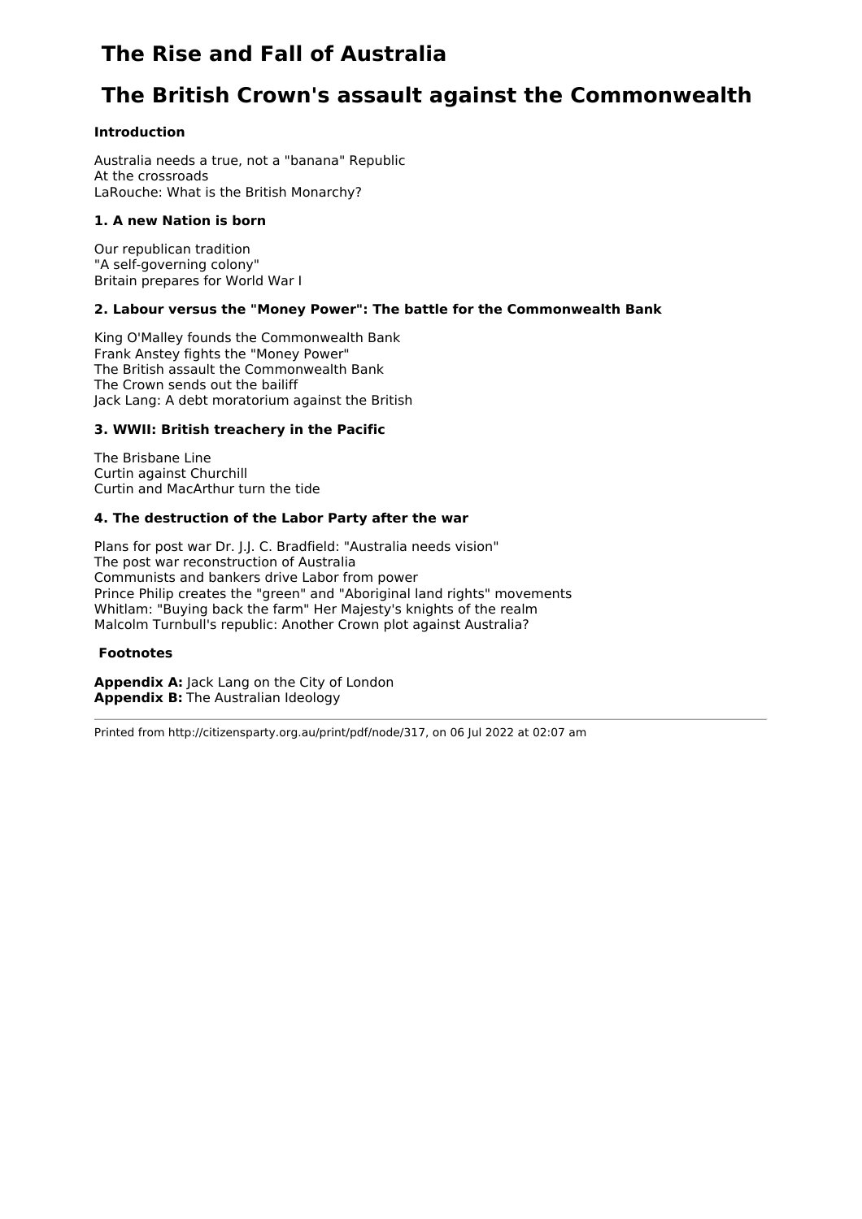# The Rise and Fall of Australia

# The British Crown's assault against the Commonwealth

**Introduction**

Australia needs a true, not a "banana" Republic
At the crossroads
LaRouche: What is the British Monarchy?

**1. A new Nation is born**

Our republican tradition
"A self-governing colony"
Britain prepares for World War I

**2. Labour versus the "Money Power": The battle for the Commonwealth Bank**

King O'Malley founds the Commonwealth Bank
Frank Anstey fights the "Money Power"
The British assault the Commonwealth Bank
The Crown sends out the bailiff
Jack Lang: A debt moratorium against the British

**3. WWII: British treachery in the Pacific**

The Brisbane Line
Curtin against Churchill
Curtin and MacArthur turn the tide

**4. The destruction of the Labor Party after the war**

Plans for post war Dr. J.J. C. Bradfield: "Australia needs vision"
The post war reconstruction of Australia
Communists and bankers drive Labor from power
Prince Philip creates the "green" and "Aboriginal land rights" movements
Whitlam: "Buying back the farm" Her Majesty's knights of the realm
Malcolm Turnbull's republic: Another Crown plot against Australia?

**Footnotes**

**Appendix A:** Jack Lang on the City of London
**Appendix B:** The Australian Ideology

Printed from http://citizensparty.org.au/print/pdf/node/317, on 06 Jul 2022 at 02:07 am